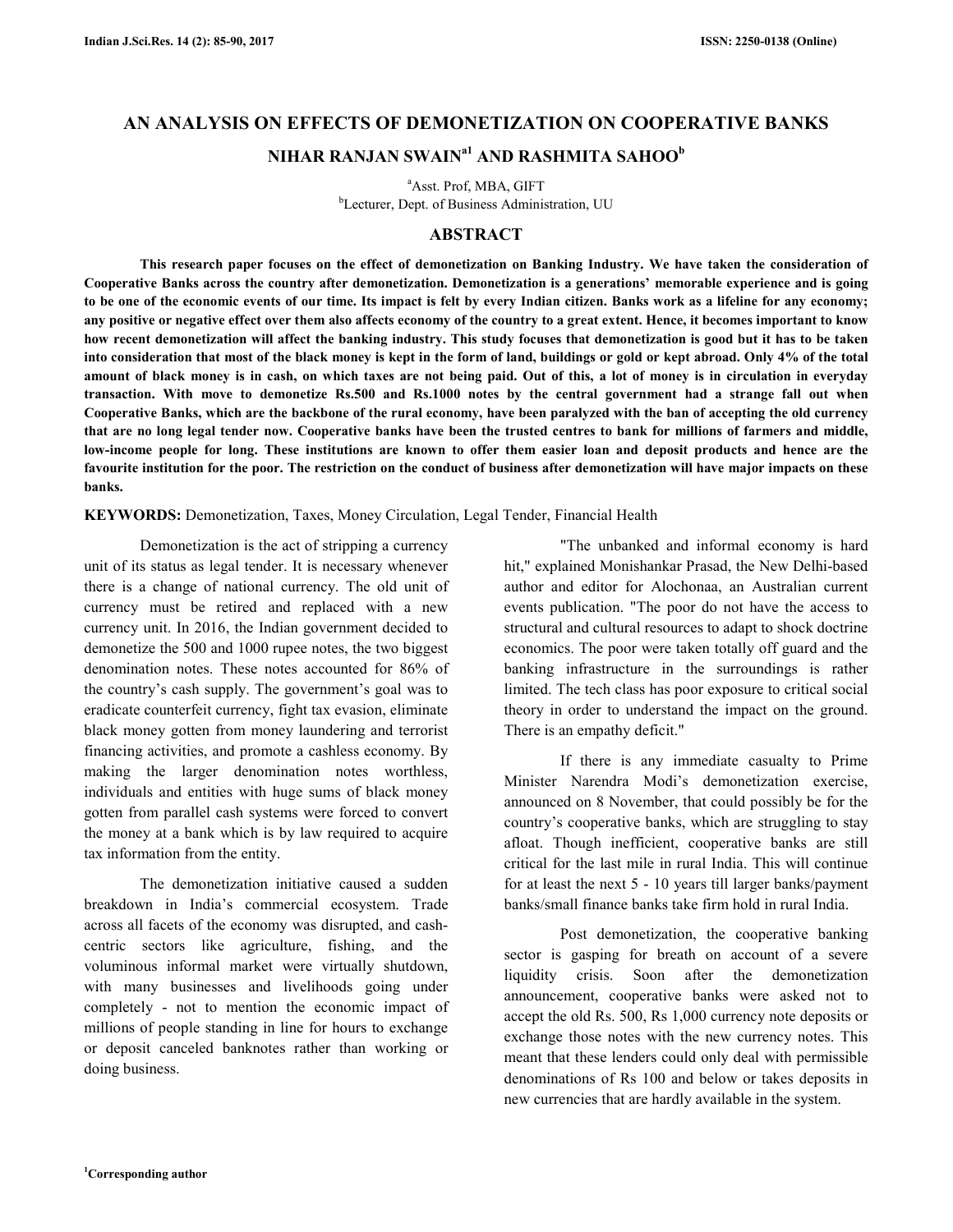# AN ANALYSIS ON EFFECTS OF DEMONETIZATION ON COOPERATIVE BANKS

## NIHAR RANJAN SWAIN[a1] AND RASHMITA SAHOO[b]

[a]Asst. Prof, MBA, GIFT

[b]Lecturer, Dept. of Business Administration, UU

## ABSTRACT

**This research paper focuses on the effect of demonetization on Banking Industry. We have taken the consideration of Cooperative Banks across the country after demonetization. Demonetization is a generations' memorable experience and is going to be one of the economic events of our time. Its impact is felt by every Indian citizen. Banks work as a lifeline for any economy; any positive or negative effect over them also affects economy of the country to a great extent. Hence, it becomes important to know how recent demonetization will affect the banking industry. This study focuses that demonetization is good but it has to be taken into consideration that most of the black money is kept in the form of land, buildings or gold or kept abroad. Only 4% of the total amount of black money is in cash, on which taxes are not being paid. Out of this, a lot of money is in circulation in everyday transaction. With move to demonetize Rs.500 and Rs.1000 notes by the central government had a strange fall out when Cooperative Banks, which are the backbone of the rural economy, have been paralyzed with the ban of accepting the old currency that are no long legal tender now. Cooperative banks have been the trusted centres to bank for millions of farmers and middle, low-income people for long. These institutions are known to offer them easier loan and deposit products and hence are the favourite institution for the poor. The restriction on the conduct of business after demonetization will have major impacts on these banks.**

**KEYWORDS:** Demonetization, Taxes, Money Circulation, Legal Tender, Financial Health

Demonetization is the act of stripping a currency unit of its status as legal tender. It is necessary whenever there is a change of national currency. The old unit of currency must be retired and replaced with a new currency unit. In 2016, the Indian government decided to demonetize the 500 and 1000 rupee notes, the two biggest denomination notes. These notes accounted for 86% of the country's cash supply. The government's goal was to eradicate counterfeit currency, fight tax evasion, eliminate black money gotten from money laundering and terrorist financing activities, and promote a cashless economy. By making the larger denomination notes worthless, individuals and entities with huge sums of black money gotten from parallel cash systems were forced to convert the money at a bank which is by law required to acquire tax information from the entity.

The demonetization initiative caused a sudden breakdown in India's commercial ecosystem. Trade across all facets of the economy was disrupted, and cash-centric sectors like agriculture, fishing, and the voluminous informal market were virtually shutdown, with many businesses and livelihoods going under completely - not to mention the economic impact of millions of people standing in line for hours to exchange or deposit canceled banknotes rather than working or doing business.

"The unbanked and informal economy is hard hit," explained Monishankar Prasad, the New Delhi-based author and editor for Alochonaa, an Australian current events publication. "The poor do not have the access to structural and cultural resources to adapt to shock doctrine economics. The poor were taken totally off guard and the banking infrastructure in the surroundings is rather limited. The tech class has poor exposure to critical social theory in order to understand the impact on the ground. There is an empathy deficit."

If there is any immediate casualty to Prime Minister Narendra Modi's demonetization exercise, announced on 8 November, that could possibly be for the country's cooperative banks, which are struggling to stay afloat. Though inefficient, cooperative banks are still critical for the last mile in rural India. This will continue for at least the next 5 - 10 years till larger banks/payment banks/small finance banks take firm hold in rural India.

Post demonetization, the cooperative banking sector is gasping for breath on account of a severe liquidity crisis. Soon after the demonetization announcement, cooperative banks were asked not to accept the old Rs. 500, Rs 1,000 currency note deposits or exchange those notes with the new currency notes. This meant that these lenders could only deal with permissible denominations of Rs 100 and below or takes deposits in new currencies that are hardly available in the system.

[1]Corresponding author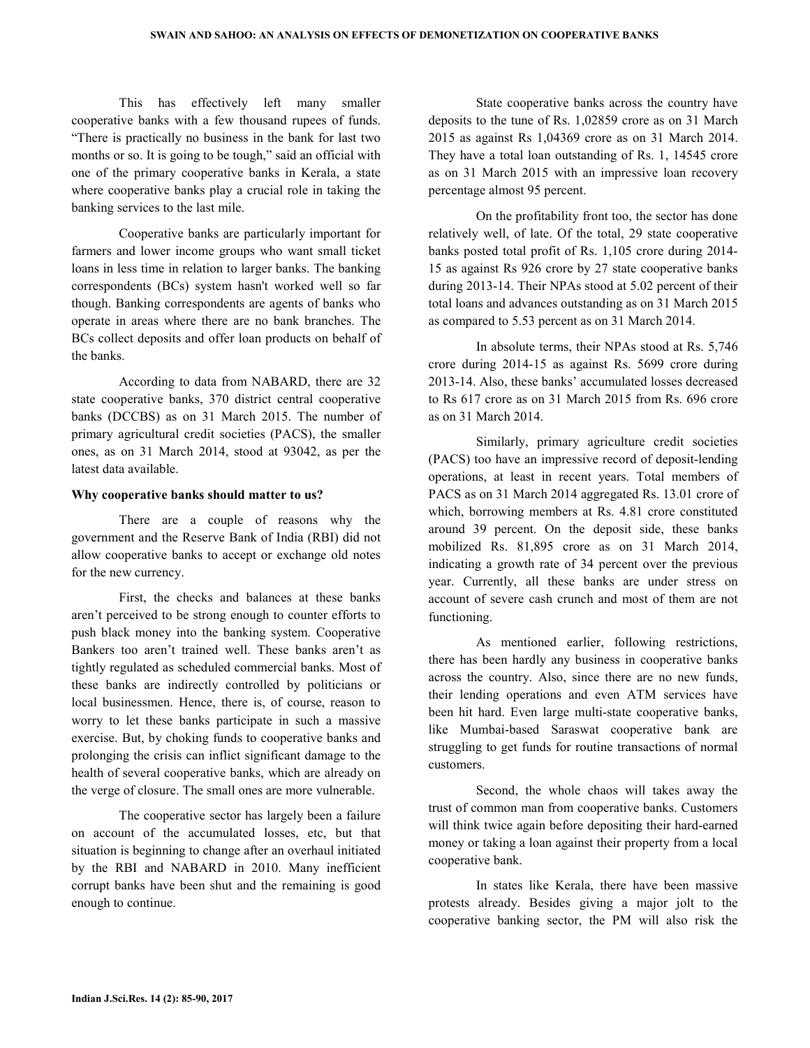This has effectively left many smaller cooperative banks with a few thousand rupees of funds. "There is practically no business in the bank for last two months or so. It is going to be tough," said an official with one of the primary cooperative banks in Kerala, a state where cooperative banks play a crucial role in taking the banking services to the last mile.

Cooperative banks are particularly important for farmers and lower income groups who want small ticket loans in less time in relation to larger banks. The banking correspondents (BCs) system hasn't worked well so far though. Banking correspondents are agents of banks who operate in areas where there are no bank branches. The BCs collect deposits and offer loan products on behalf of the banks.

According to data from NABARD, there are 32 state cooperative banks, 370 district central cooperative banks (DCCBS) as on 31 March 2015. The number of primary agricultural credit societies (PACS), the smaller ones, as on 31 March 2014, stood at 93042, as per the latest data available.

**Why cooperative banks should matter to us?**

There are a couple of reasons why the government and the Reserve Bank of India (RBI) did not allow cooperative banks to accept or exchange old notes for the new currency.

First, the checks and balances at these banks aren't perceived to be strong enough to counter efforts to push black money into the banking system. Cooperative Bankers too aren't trained well. These banks aren't as tightly regulated as scheduled commercial banks. Most of these banks are indirectly controlled by politicians or local businessmen. Hence, there is, of course, reason to worry to let these banks participate in such a massive exercise. But, by choking funds to cooperative banks and prolonging the crisis can inflict significant damage to the health of several cooperative banks, which are already on the verge of closure. The small ones are more vulnerable.

The cooperative sector has largely been a failure on account of the accumulated losses, etc, but that situation is beginning to change after an overhaul initiated by the RBI and NABARD in 2010. Many inefficient corrupt banks have been shut and the remaining is good enough to continue.

State cooperative banks across the country have deposits to the tune of Rs. 1,02859 crore as on 31 March 2015 as against Rs 1,04369 crore as on 31 March 2014. They have a total loan outstanding of Rs. 1, 14545 crore as on 31 March 2015 with an impressive loan recovery percentage almost 95 percent.

On the profitability front too, the sector has done relatively well, of late. Of the total, 29 state cooperative banks posted total profit of Rs. 1,105 crore during 2014-15 as against Rs 926 crore by 27 state cooperative banks during 2013-14. Their NPAs stood at 5.02 percent of their total loans and advances outstanding as on 31 March 2015 as compared to 5.53 percent as on 31 March 2014.

In absolute terms, their NPAs stood at Rs. 5,746 crore during 2014-15 as against Rs. 5699 crore during 2013-14. Also, these banks' accumulated losses decreased to Rs 617 crore as on 31 March 2015 from Rs. 696 crore as on 31 March 2014.

Similarly, primary agriculture credit societies (PACS) too have an impressive record of deposit-lending operations, at least in recent years. Total members of PACS as on 31 March 2014 aggregated Rs. 13.01 crore of which, borrowing members at Rs. 4.81 crore constituted around 39 percent. On the deposit side, these banks mobilized Rs. 81,895 crore as on 31 March 2014, indicating a growth rate of 34 percent over the previous year. Currently, all these banks are under stress on account of severe cash crunch and most of them are not functioning.

As mentioned earlier, following restrictions, there has been hardly any business in cooperative banks across the country. Also, since there are no new funds, their lending operations and even ATM services have been hit hard. Even large multi-state cooperative banks, like Mumbai-based Saraswat cooperative bank are struggling to get funds for routine transactions of normal customers.

Second, the whole chaos will takes away the trust of common man from cooperative banks. Customers will think twice again before depositing their hard-earned money or taking a loan against their property from a local cooperative bank.

In states like Kerala, there have been massive protests already. Besides giving a major jolt to the cooperative banking sector, the PM will also risk the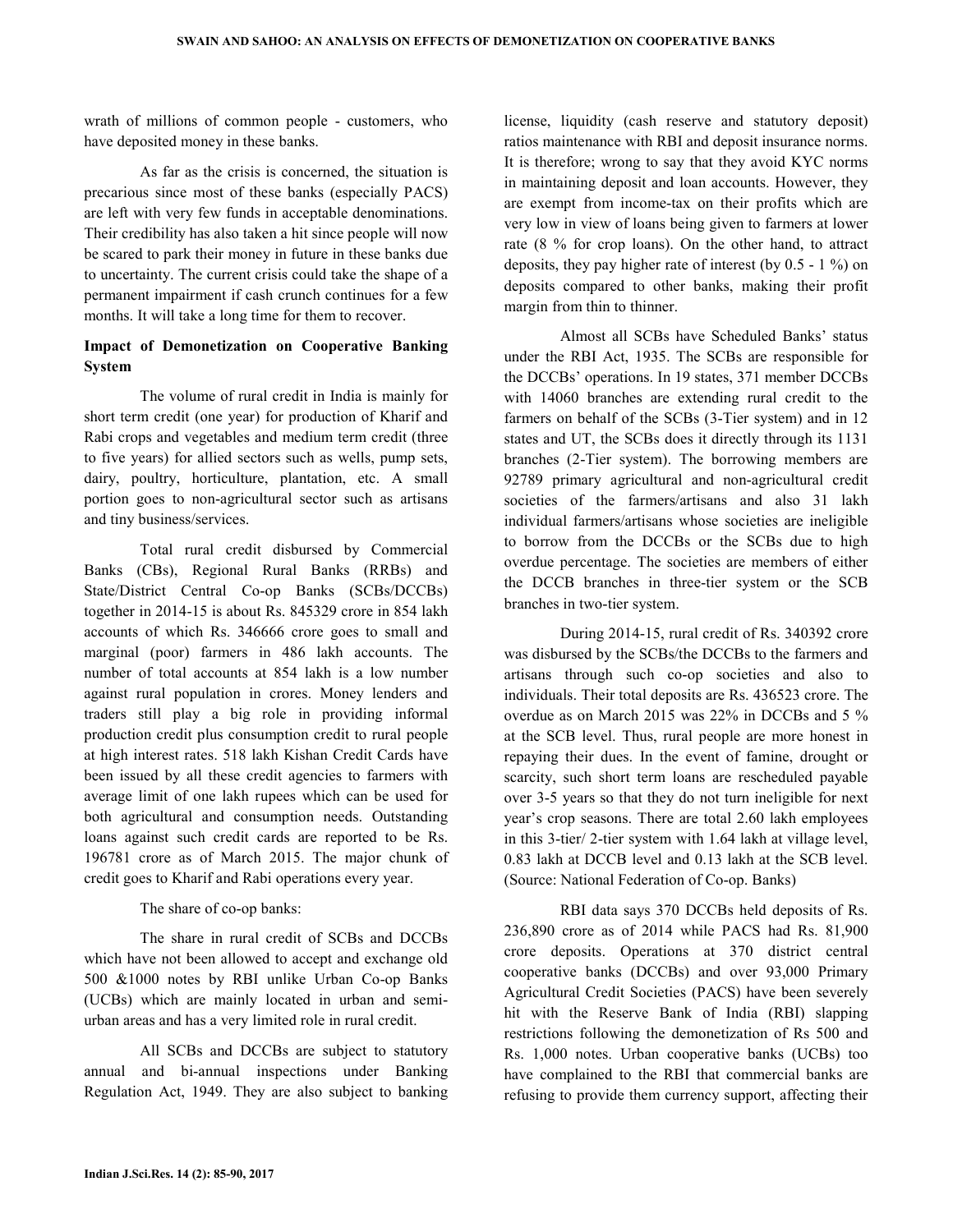wrath of millions of common people - customers, who have deposited money in these banks.

As far as the crisis is concerned, the situation is precarious since most of these banks (especially PACS) are left with very few funds in acceptable denominations. Their credibility has also taken a hit since people will now be scared to park their money in future in these banks due to uncertainty. The current crisis could take the shape of a permanent impairment if cash crunch continues for a few months. It will take a long time for them to recover.

**Impact of Demonetization on Cooperative Banking System**

The volume of rural credit in India is mainly for short term credit (one year) for production of Kharif and Rabi crops and vegetables and medium term credit (three to five years) for allied sectors such as wells, pump sets, dairy, poultry, horticulture, plantation, etc. A small portion goes to non-agricultural sector such as artisans and tiny business/services.

Total rural credit disbursed by Commercial Banks (CBs), Regional Rural Banks (RRBs) and State/District Central Co-op Banks (SCBs/DCCBs) together in 2014-15 is about Rs. 845329 crore in 854 lakh accounts of which Rs. 346666 crore goes to small and marginal (poor) farmers in 486 lakh accounts. The number of total accounts at 854 lakh is a low number against rural population in crores. Money lenders and traders still play a big role in providing informal production credit plus consumption credit to rural people at high interest rates. 518 lakh Kishan Credit Cards have been issued by all these credit agencies to farmers with average limit of one lakh rupees which can be used for both agricultural and consumption needs. Outstanding loans against such credit cards are reported to be Rs. 196781 crore as of March 2015. The major chunk of credit goes to Kharif and Rabi operations every year.

The share of co-op banks:

The share in rural credit of SCBs and DCCBs which have not been allowed to accept and exchange old 500 &1000 notes by RBI unlike Urban Co-op Banks (UCBs) which are mainly located in urban and semi-urban areas and has a very limited role in rural credit.

All SCBs and DCCBs are subject to statutory annual and bi-annual inspections under Banking Regulation Act, 1949. They are also subject to banking license, liquidity (cash reserve and statutory deposit) ratios maintenance with RBI and deposit insurance norms. It is therefore; wrong to say that they avoid KYC norms in maintaining deposit and loan accounts. However, they are exempt from income-tax on their profits which are very low in view of loans being given to farmers at lower rate (8 % for crop loans). On the other hand, to attract deposits, they pay higher rate of interest (by 0.5 - 1 %) on deposits compared to other banks, making their profit margin from thin to thinner.

Almost all SCBs have Scheduled Banks' status under the RBI Act, 1935. The SCBs are responsible for the DCCBs' operations. In 19 states, 371 member DCCBs with 14060 branches are extending rural credit to the farmers on behalf of the SCBs (3-Tier system) and in 12 states and UT, the SCBs does it directly through its 1131 branches (2-Tier system). The borrowing members are 92789 primary agricultural and non-agricultural credit societies of the farmers/artisans and also 31 lakh individual farmers/artisans whose societies are ineligible to borrow from the DCCBs or the SCBs due to high overdue percentage. The societies are members of either the DCCB branches in three-tier system or the SCB branches in two-tier system.

During 2014-15, rural credit of Rs. 340392 crore was disbursed by the SCBs/the DCCBs to the farmers and artisans through such co-op societies and also to individuals. Their total deposits are Rs. 436523 crore. The overdue as on March 2015 was 22% in DCCBs and 5 % at the SCB level. Thus, rural people are more honest in repaying their dues. In the event of famine, drought or scarcity, such short term loans are rescheduled payable over 3-5 years so that they do not turn ineligible for next year's crop seasons. There are total 2.60 lakh employees in this 3-tier/ 2-tier system with 1.64 lakh at village level, 0.83 lakh at DCCB level and 0.13 lakh at the SCB level. (Source: National Federation of Co-op. Banks)

RBI data says 370 DCCBs held deposits of Rs. 236,890 crore as of 2014 while PACS had Rs. 81,900 crore deposits. Operations at 370 district central cooperative banks (DCCBs) and over 93,000 Primary Agricultural Credit Societies (PACS) have been severely hit with the Reserve Bank of India (RBI) slapping restrictions following the demonetization of Rs 500 and Rs. 1,000 notes. Urban cooperative banks (UCBs) too have complained to the RBI that commercial banks are refusing to provide them currency support, affecting their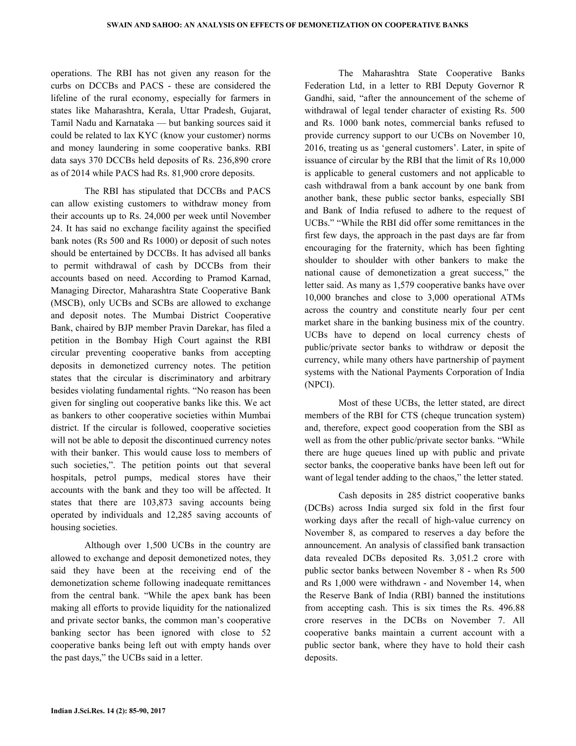operations. The RBI has not given any reason for the curbs on DCCBs and PACS - these are considered the lifeline of the rural economy, especially for farmers in states like Maharashtra, Kerala, Uttar Pradesh, Gujarat, Tamil Nadu and Karnataka — but banking sources said it could be related to lax KYC (know your customer) norms and money laundering in some cooperative banks. RBI data says 370 DCCBs held deposits of Rs. 236,890 crore as of 2014 while PACS had Rs. 81,900 crore deposits.

The RBI has stipulated that DCCBs and PACS can allow existing customers to withdraw money from their accounts up to Rs. 24,000 per week until November 24. It has said no exchange facility against the specified bank notes (Rs 500 and Rs 1000) or deposit of such notes should be entertained by DCCBs. It has advised all banks to permit withdrawal of cash by DCCBs from their accounts based on need. According to Pramod Karnad, Managing Director, Maharashtra State Cooperative Bank (MSCB), only UCBs and SCBs are allowed to exchange and deposit notes. The Mumbai District Cooperative Bank, chaired by BJP member Pravin Darekar, has filed a petition in the Bombay High Court against the RBI circular preventing cooperative banks from accepting deposits in demonetized currency notes. The petition states that the circular is discriminatory and arbitrary besides violating fundamental rights. "No reason has been given for singling out cooperative banks like this. We act as bankers to other cooperative societies within Mumbai district. If the circular is followed, cooperative societies will not be able to deposit the discontinued currency notes with their banker. This would cause loss to members of such societies,". The petition points out that several hospitals, petrol pumps, medical stores have their accounts with the bank and they too will be affected. It states that there are 103,873 saving accounts being operated by individuals and 12,285 saving accounts of housing societies.

Although over 1,500 UCBs in the country are allowed to exchange and deposit demonetized notes, they said they have been at the receiving end of the demonetization scheme following inadequate remittances from the central bank. "While the apex bank has been making all efforts to provide liquidity for the nationalized and private sector banks, the common man's cooperative banking sector has been ignored with close to 52 cooperative banks being left out with empty hands over the past days," the UCBs said in a letter.

The Maharashtra State Cooperative Banks Federation Ltd, in a letter to RBI Deputy Governor R Gandhi, said, "after the announcement of the scheme of withdrawal of legal tender character of existing Rs. 500 and Rs. 1000 bank notes, commercial banks refused to provide currency support to our UCBs on November 10, 2016, treating us as 'general customers'. Later, in spite of issuance of circular by the RBI that the limit of Rs 10,000 is applicable to general customers and not applicable to cash withdrawal from a bank account by one bank from another bank, these public sector banks, especially SBI and Bank of India refused to adhere to the request of UCBs." "While the RBI did offer some remittances in the first few days, the approach in the past days are far from encouraging for the fraternity, which has been fighting shoulder to shoulder with other bankers to make the national cause of demonetization a great success," the letter said. As many as 1,579 cooperative banks have over 10,000 branches and close to 3,000 operational ATMs across the country and constitute nearly four per cent market share in the banking business mix of the country. UCBs have to depend on local currency chests of public/private sector banks to withdraw or deposit the currency, while many others have partnership of payment systems with the National Payments Corporation of India (NPCI).

Most of these UCBs, the letter stated, are direct members of the RBI for CTS (cheque truncation system) and, therefore, expect good cooperation from the SBI as well as from the other public/private sector banks. "While there are huge queues lined up with public and private sector banks, the cooperative banks have been left out for want of legal tender adding to the chaos," the letter stated.

Cash deposits in 285 district cooperative banks (DCBs) across India surged six fold in the first four working days after the recall of high-value currency on November 8, as compared to reserves a day before the announcement. An analysis of classified bank transaction data revealed DCBs deposited Rs. 3,051.2 crore with public sector banks between November 8 - when Rs 500 and Rs 1,000 were withdrawn - and November 14, when the Reserve Bank of India (RBI) banned the institutions from accepting cash. This is six times the Rs. 496.88 crore reserves in the DCBs on November 7. All cooperative banks maintain a current account with a public sector bank, where they have to hold their cash deposits.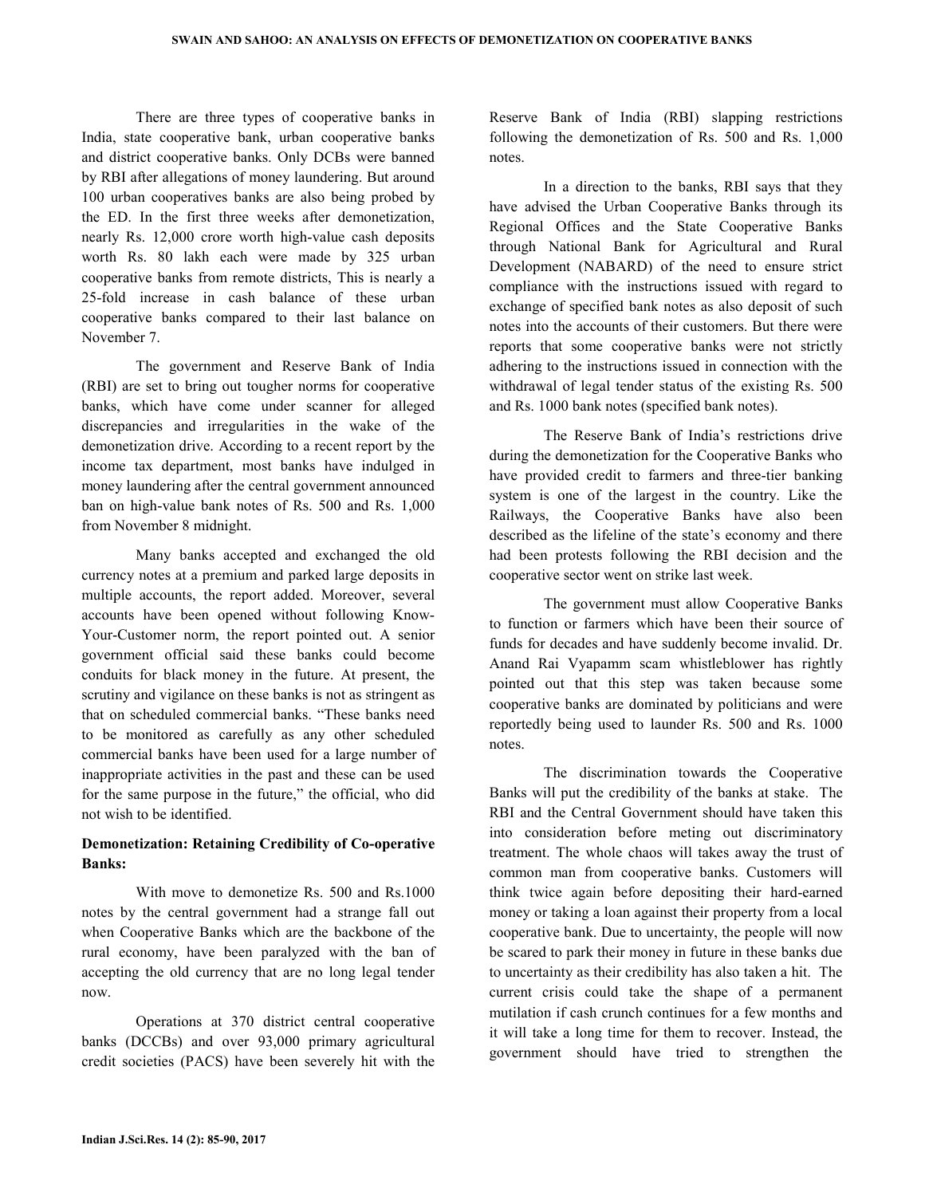There are three types of cooperative banks in India, state cooperative bank, urban cooperative banks and district cooperative banks. Only DCBs were banned by RBI after allegations of money laundering. But around 100 urban cooperatives banks are also being probed by the ED. In the first three weeks after demonetization, nearly Rs. 12,000 crore worth high-value cash deposits worth Rs. 80 lakh each were made by 325 urban cooperative banks from remote districts, This is nearly a 25-fold increase in cash balance of these urban cooperative banks compared to their last balance on November 7.

The government and Reserve Bank of India (RBI) are set to bring out tougher norms for cooperative banks, which have come under scanner for alleged discrepancies and irregularities in the wake of the demonetization drive. According to a recent report by the income tax department, most banks have indulged in money laundering after the central government announced ban on high-value bank notes of Rs. 500 and Rs. 1,000 from November 8 midnight.

Many banks accepted and exchanged the old currency notes at a premium and parked large deposits in multiple accounts, the report added. Moreover, several accounts have been opened without following Know-Your-Customer norm, the report pointed out. A senior government official said these banks could become conduits for black money in the future. At present, the scrutiny and vigilance on these banks is not as stringent as that on scheduled commercial banks. "These banks need to be monitored as carefully as any other scheduled commercial banks have been used for a large number of inappropriate activities in the past and these can be used for the same purpose in the future," the official, who did not wish to be identified.

**Demonetization: Retaining Credibility of Co-operative Banks:**

With move to demonetize Rs. 500 and Rs.1000 notes by the central government had a strange fall out when Cooperative Banks which are the backbone of the rural economy, have been paralyzed with the ban of accepting the old currency that are no long legal tender now.

Operations at 370 district central cooperative banks (DCCBs) and over 93,000 primary agricultural credit societies (PACS) have been severely hit with the Reserve Bank of India (RBI) slapping restrictions following the demonetization of Rs. 500 and Rs. 1,000 notes.

In a direction to the banks, RBI says that they have advised the Urban Cooperative Banks through its Regional Offices and the State Cooperative Banks through National Bank for Agricultural and Rural Development (NABARD) of the need to ensure strict compliance with the instructions issued with regard to exchange of specified bank notes as also deposit of such notes into the accounts of their customers. But there were reports that some cooperative banks were not strictly adhering to the instructions issued in connection with the withdrawal of legal tender status of the existing Rs. 500 and Rs. 1000 bank notes (specified bank notes).

The Reserve Bank of India's restrictions drive during the demonetization for the Cooperative Banks who have provided credit to farmers and three-tier banking system is one of the largest in the country. Like the Railways, the Cooperative Banks have also been described as the lifeline of the state's economy and there had been protests following the RBI decision and the cooperative sector went on strike last week.

The government must allow Cooperative Banks to function or farmers which have been their source of funds for decades and have suddenly become invalid. Dr. Anand Rai Vyapamm scam whistleblower has rightly pointed out that this step was taken because some cooperative banks are dominated by politicians and were reportedly being used to launder Rs. 500 and Rs. 1000 notes.

The discrimination towards the Cooperative Banks will put the credibility of the banks at stake. The RBI and the Central Government should have taken this into consideration before meting out discriminatory treatment. The whole chaos will takes away the trust of common man from cooperative banks. Customers will think twice again before depositing their hard-earned money or taking a loan against their property from a local cooperative bank. Due to uncertainty, the people will now be scared to park their money in future in these banks due to uncertainty as their credibility has also taken a hit. The current crisis could take the shape of a permanent mutilation if cash crunch continues for a few months and it will take a long time for them to recover. Instead, the government should have tried to strengthen the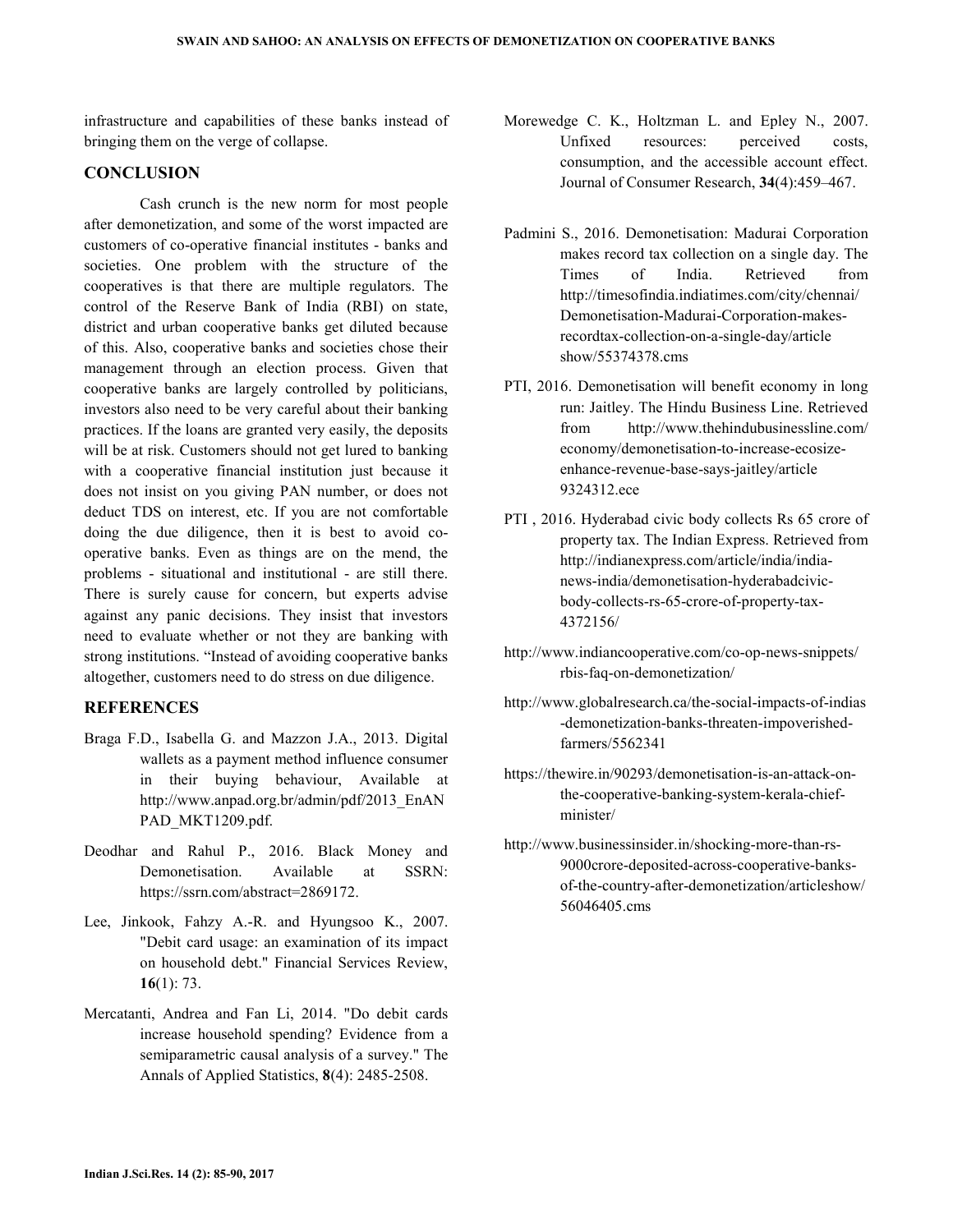infrastructure and capabilities of these banks instead of bringing them on the verge of collapse.

## CONCLUSION

Cash crunch is the new norm for most people after demonetization, and some of the worst impacted are customers of co-operative financial institutes - banks and societies. One problem with the structure of the cooperatives is that there are multiple regulators. The control of the Reserve Bank of India (RBI) on state, district and urban cooperative banks get diluted because of this. Also, cooperative banks and societies chose their management through an election process. Given that cooperative banks are largely controlled by politicians, investors also need to be very careful about their banking practices. If the loans are granted very easily, the deposits will be at risk. Customers should not get lured to banking with a cooperative financial institution just because it does not insist on you giving PAN number, or does not deduct TDS on interest, etc. If you are not comfortable doing the due diligence, then it is best to avoid co-operative banks. Even as things are on the mend, the problems - situational and institutional - are still there. There is surely cause for concern, but experts advise against any panic decisions. They insist that investors need to evaluate whether or not they are banking with strong institutions. "Instead of avoiding cooperative banks altogether, customers need to do stress on due diligence.

## REFERENCES

Braga F.D., Isabella G. and Mazzon J.A., 2013. Digital wallets as a payment method influence consumer in their buying behaviour, Available at http://www.anpad.org.br/admin/pdf/2013_EnANPAD_MKT1209.pdf.

Deodhar and Rahul P., 2016. Black Money and Demonetisation. Available at SSRN: https://ssrn.com/abstract=2869172.

Lee, Jinkook, Fahzy A.-R. and Hyungsoo K., 2007. "Debit card usage: an examination of its impact on household debt." Financial Services Review, **16**(1): 73.

Mercatanti, Andrea and Fan Li, 2014. "Do debit cards increase household spending? Evidence from a semiparametric causal analysis of a survey." The Annals of Applied Statistics, **8**(4): 2485-2508.

Morewedge C. K., Holtzman L. and Epley N., 2007. Unfixed resources: perceived costs, consumption, and the accessible account effect. Journal of Consumer Research, **34**(4):459–467.

Padmini S., 2016. Demonetisation: Madurai Corporation makes record tax collection on a single day. The Times of India. Retrieved from http://timesofindia.indiatimes.com/city/chennai/Demonetisation-Madurai-Corporation-makes-recordtax-collection-on-a-single-day/articleshow/55374378.cms

PTI, 2016. Demonetisation will benefit economy in long run: Jaitley. The Hindu Business Line. Retrieved from http://www.thehindubusinessline.com/economy/demonetisation-to-increase-ecosize-enhance-revenue-base-says-jaitley/article9324312.ece

PTI , 2016. Hyderabad civic body collects Rs 65 crore of property tax. The Indian Express. Retrieved from http://indianexpress.com/article/india/india-news-india/demonetisation-hyderabadcivic-body-collects-rs-65-crore-of-property-tax-4372156/

http://www.indiancooperative.com/co-op-news-snippets/rbis-faq-on-demonetization/

http://www.globalresearch.ca/the-social-impacts-of-indias-demonetization-banks-threaten-impoverished-farmers/5562341

https://thewire.in/90293/demonetisation-is-an-attack-on-the-cooperative-banking-system-kerala-chief-minister/

http://www.businessinsider.in/shocking-more-than-rs-9000crore-deposited-across-cooperative-banks-of-the-country-after-demonetization/articleshow/56046405.cms